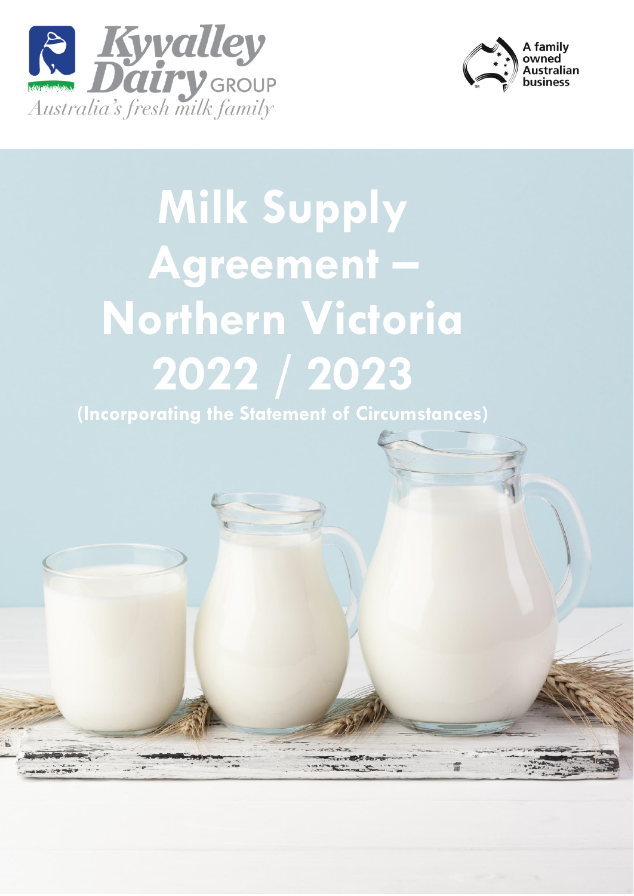Kyvalley Dairy GROUP

*Australia's fresh milk family*

A family owned Australian business

# Milk Supply Agreement – Northern Victoria 2022 / 2023

**(Incorporating the Statement of Circumstances)**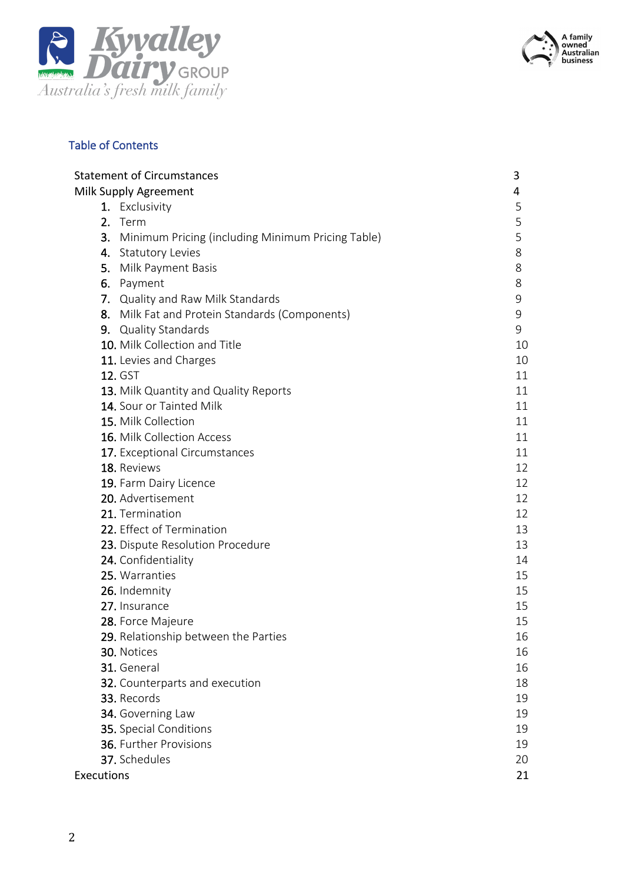## Table of Contents

| | |
|---|---|
| Statement of Circumstances | 3 |
| Milk Supply Agreement | 4 |
| 1. Exclusivity | 5 |
| 2. Term | 5 |
| 3. Minimum Pricing (including Minimum Pricing Table) | 5 |
| 4. Statutory Levies | 8 |
| 5. Milk Payment Basis | 8 |
| 6. Payment | 8 |
| 7. Quality and Raw Milk Standards | 9 |
| 8. Milk Fat and Protein Standards (Components) | 9 |
| 9. Quality Standards | 9 |
| 10. Milk Collection and Title | 10 |
| 11. Levies and Charges | 10 |
| 12. GST | 11 |
| 13. Milk Quantity and Quality Reports | 11 |
| 14. Sour or Tainted Milk | 11 |
| 15. Milk Collection | 11 |
| 16. Milk Collection Access | 11 |
| 17. Exceptional Circumstances | 11 |
| 18. Reviews | 12 |
| 19. Farm Dairy Licence | 12 |
| 20. Advertisement | 12 |
| 21. Termination | 12 |
| 22. Effect of Termination | 13 |
| 23. Dispute Resolution Procedure | 13 |
| 24. Confidentiality | 14 |
| 25. Warranties | 15 |
| 26. Indemnity | 15 |
| 27. Insurance | 15 |
| 28. Force Majeure | 15 |
| 29. Relationship between the Parties | 16 |
| 30. Notices | 16 |
| 31. General | 16 |
| 32. Counterparts and execution | 18 |
| 33. Records | 19 |
| 34. Governing Law | 19 |
| 35. Special Conditions | 19 |
| 36. Further Provisions | 19 |
| 37. Schedules | 20 |
| Executions | 21 |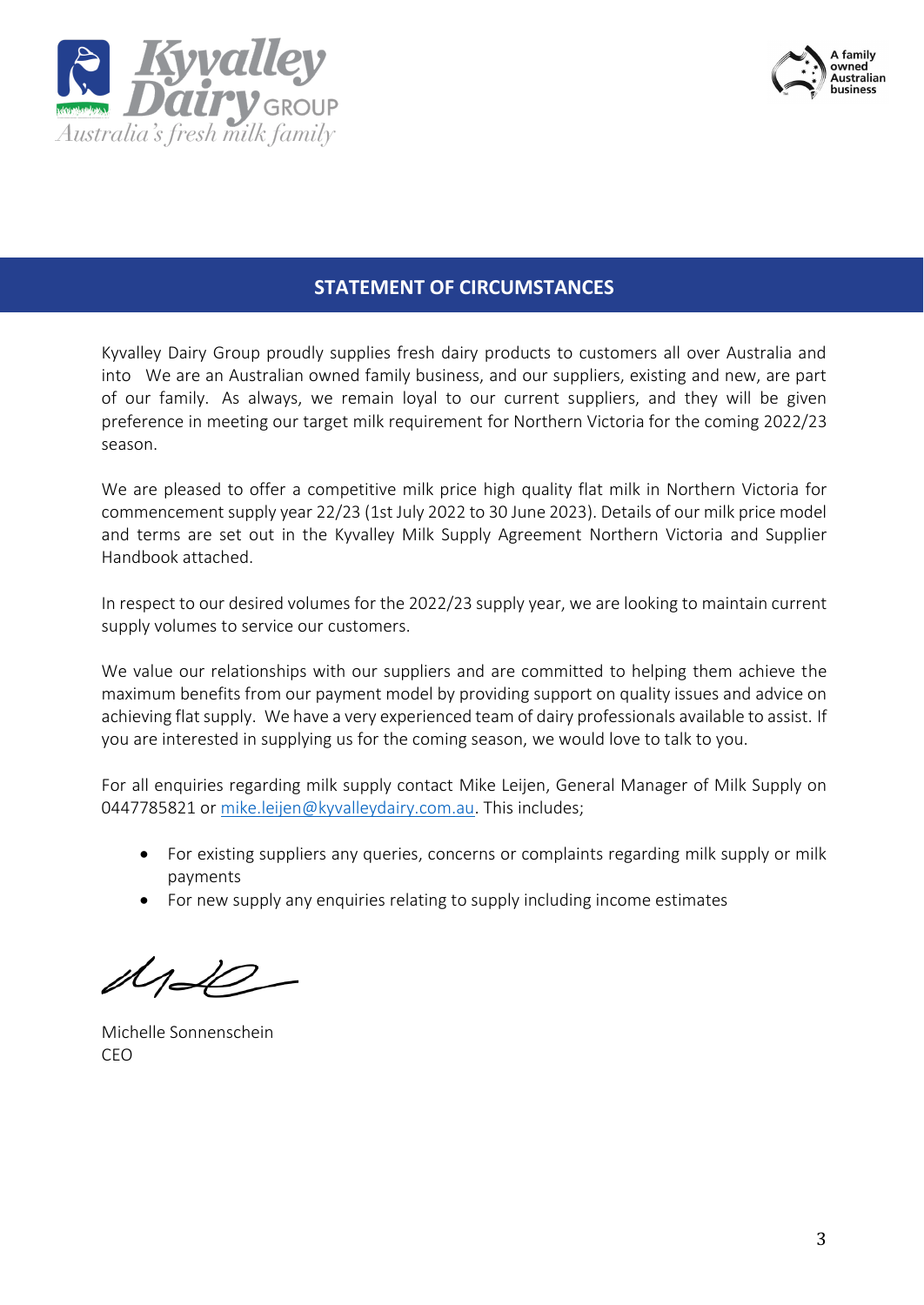## STATEMENT OF CIRCUMSTANCES

Kyvalley Dairy Group proudly supplies fresh dairy products to customers all over Australia and into We are an Australian owned family business, and our suppliers, existing and new, are part of our family. As always, we remain loyal to our current suppliers, and they will be given preference in meeting our target milk requirement for Northern Victoria for the coming 2022/23 season.

We are pleased to offer a competitive milk price high quality flat milk in Northern Victoria for commencement supply year 22/23 (1st July 2022 to 30 June 2023). Details of our milk price model and terms are set out in the Kyvalley Milk Supply Agreement Northern Victoria and Supplier Handbook attached.

In respect to our desired volumes for the 2022/23 supply year, we are looking to maintain current supply volumes to service our customers.

We value our relationships with our suppliers and are committed to helping them achieve the maximum benefits from our payment model by providing support on quality issues and advice on achieving flat supply. We have a very experienced team of dairy professionals available to assist. If you are interested in supplying us for the coming season, we would love to talk to you.

For all enquiries regarding milk supply contact Mike Leijen, General Manager of Milk Supply on 0447785821 or mike.leijen@kyvalleydairy.com.au. This includes;

- For existing suppliers any queries, concerns or complaints regarding milk supply or milk payments
- For new supply any enquiries relating to supply including income estimates

Michelle Sonnenschein
CEO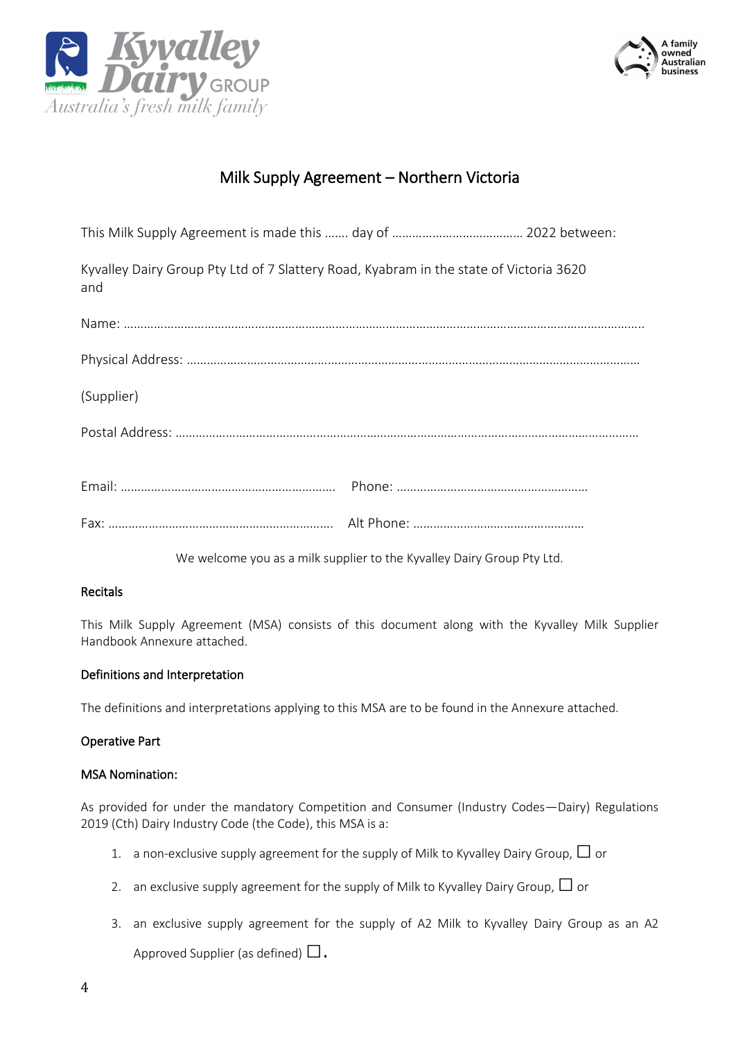# Milk Supply Agreement – Northern Victoria

This Milk Supply Agreement is made this ……. day of ………………………………… 2022 between:

Kyvalley Dairy Group Pty Ltd of 7 Slattery Road, Kyabram in the state of Victoria 3620
and

Name: ……………………………………………………………………………………………………………………………………….

Physical Address: ……………………………………………………………………………………………………………………

(Supplier)

Postal Address: ………………………………………………………………………………………………………………………

Email: ……………………………………………………… Phone: …………………………………………………

Fax: ………………………………………………………… Alt Phone: ……………………………………………

We welcome you as a milk supplier to the Kyvalley Dairy Group Pty Ltd.

**Recitals**

This Milk Supply Agreement (MSA) consists of this document along with the Kyvalley Milk Supplier Handbook Annexure attached.

**Definitions and Interpretation**

The definitions and interpretations applying to this MSA are to be found in the Annexure attached.

**Operative Part**

**MSA Nomination:**

As provided for under the mandatory Competition and Consumer (Industry Codes—Dairy) Regulations 2019 (Cth) Dairy Industry Code (the Code), this MSA is a:

1. a non-exclusive supply agreement for the supply of Milk to Kyvalley Dairy Group, ☐ or
2. an exclusive supply agreement for the supply of Milk to Kyvalley Dairy Group, ☐ or
3. an exclusive supply agreement for the supply of A2 Milk to Kyvalley Dairy Group as an A2 Approved Supplier (as defined) ☐.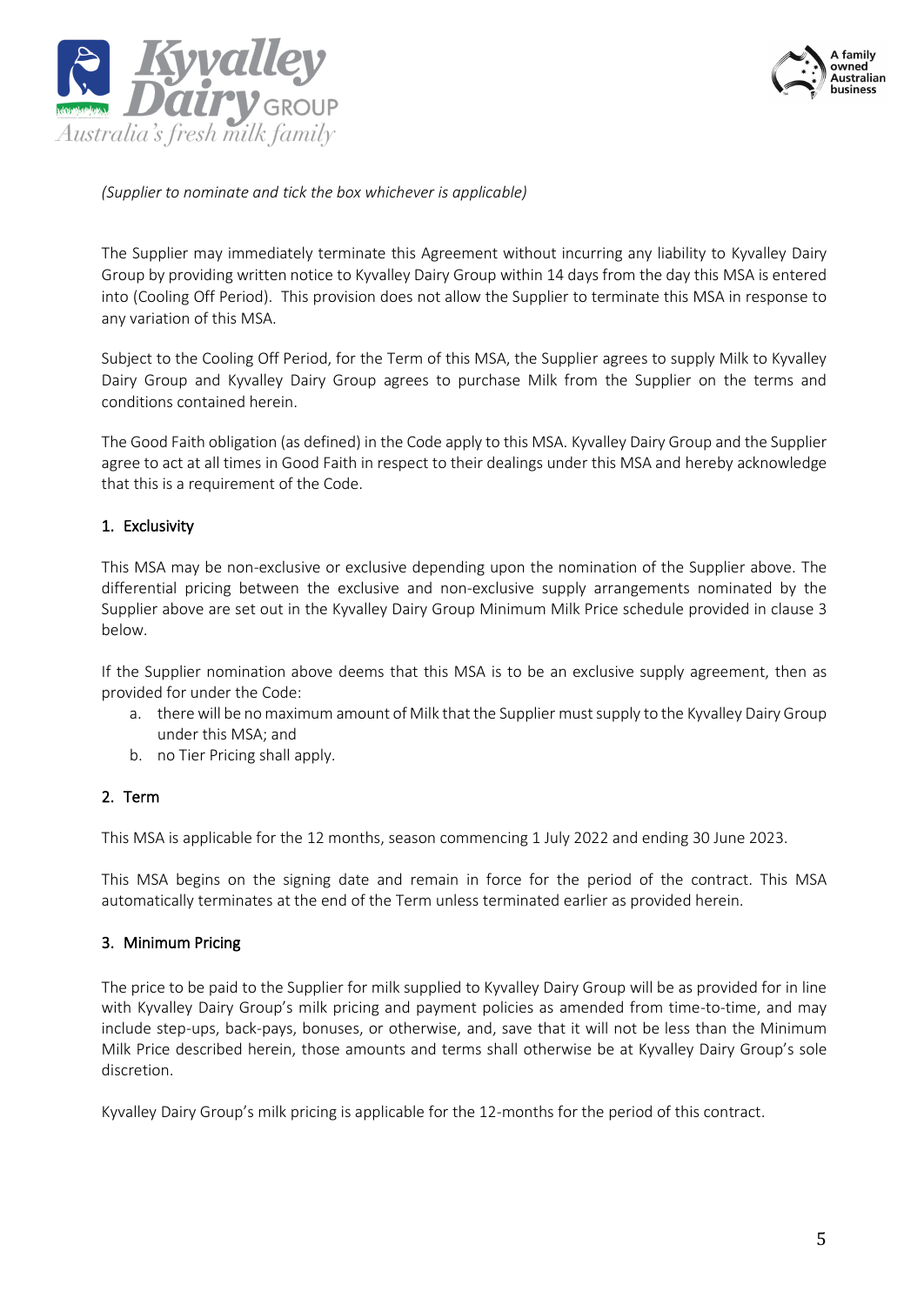*(Supplier to nominate and tick the box whichever is applicable)*

The Supplier may immediately terminate this Agreement without incurring any liability to Kyvalley Dairy Group by providing written notice to Kyvalley Dairy Group within 14 days from the day this MSA is entered into (Cooling Off Period). This provision does not allow the Supplier to terminate this MSA in response to any variation of this MSA.

Subject to the Cooling Off Period, for the Term of this MSA, the Supplier agrees to supply Milk to Kyvalley Dairy Group and Kyvalley Dairy Group agrees to purchase Milk from the Supplier on the terms and conditions contained herein.

The Good Faith obligation (as defined) in the Code apply to this MSA. Kyvalley Dairy Group and the Supplier agree to act at all times in Good Faith in respect to their dealings under this MSA and hereby acknowledge that this is a requirement of the Code.

## 1. Exclusivity

This MSA may be non-exclusive or exclusive depending upon the nomination of the Supplier above. The differential pricing between the exclusive and non-exclusive supply arrangements nominated by the Supplier above are set out in the Kyvalley Dairy Group Minimum Milk Price schedule provided in clause 3 below.

If the Supplier nomination above deems that this MSA is to be an exclusive supply agreement, then as provided for under the Code:

a. there will be no maximum amount of Milk that the Supplier must supply to the Kyvalley Dairy Group under this MSA; and
b. no Tier Pricing shall apply.

## 2. Term

This MSA is applicable for the 12 months, season commencing 1 July 2022 and ending 30 June 2023.

This MSA begins on the signing date and remain in force for the period of the contract. This MSA automatically terminates at the end of the Term unless terminated earlier as provided herein.

## 3. Minimum Pricing

The price to be paid to the Supplier for milk supplied to Kyvalley Dairy Group will be as provided for in line with Kyvalley Dairy Group's milk pricing and payment policies as amended from time-to-time, and may include step-ups, back-pays, bonuses, or otherwise, and, save that it will not be less than the Minimum Milk Price described herein, those amounts and terms shall otherwise be at Kyvalley Dairy Group's sole discretion.

Kyvalley Dairy Group's milk pricing is applicable for the 12-months for the period of this contract.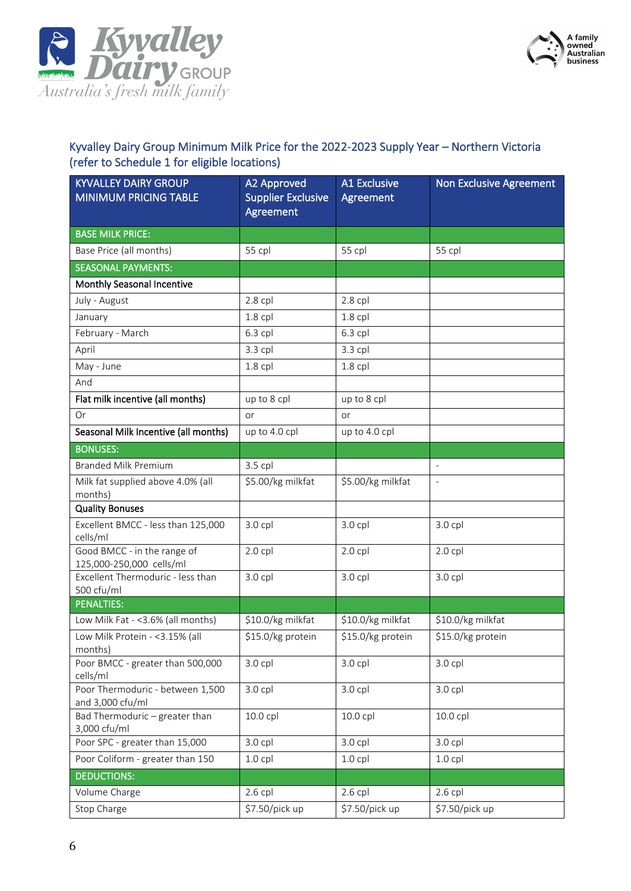## Kyvalley Dairy Group Minimum Milk Price for the 2022-2023 Supply Year – Northern Victoria (refer to Schedule 1 for eligible locations)

| KYVALLEY DAIRY GROUP MINIMUM PRICING TABLE | A2 Approved Supplier Exclusive Agreement | A1 Exclusive Agreement | Non Exclusive Agreement |
|---|---|---|---|
| **BASE MILK PRICE:** | | | |
| Base Price (all months) | 55 cpl | 55 cpl | 55 cpl |
| **SEASONAL PAYMENTS:** | | | |
| **Monthly Seasonal Incentive** | | | |
| July - August | 2.8 cpl | 2.8 cpl | |
| January | 1.8 cpl | 1.8 cpl | |
| February - March | 6.3 cpl | 6.3 cpl | |
| April | 3.3 cpl | 3.3 cpl | |
| May - June | 1.8 cpl | 1.8 cpl | |
| And | | | |
| **Flat milk incentive (all months)** | up to 8 cpl | up to 8 cpl | |
| Or | or | or | |
| **Seasonal Milk Incentive (all months)** | up to 4.0 cpl | up to 4.0 cpl | |
| **BONUSES:** | | | |
| Branded Milk Premium | 3.5 cpl | | - |
| Milk fat supplied above 4.0% (all months) | $5.00/kg milkfat | $5.00/kg milkfat | - |
| **Quality Bonuses** | | | |
| Excellent BMCC - less than 125,000 cells/ml | 3.0 cpl | 3.0 cpl | 3.0 cpl |
| Good BMCC - in the range of 125,000-250,000 cells/ml | 2.0 cpl | 2.0 cpl | 2.0 cpl |
| Excellent Thermoduric - less than 500 cfu/ml | 3.0 cpl | 3.0 cpl | 3.0 cpl |
| **PENALTIES:** | | | |
| Low Milk Fat - <3.6% (all months) | $10.0/kg milkfat | $10.0/kg milkfat | $10.0/kg milkfat |
| Low Milk Protein - <3.15% (all months) | $15.0/kg protein | $15.0/kg protein | $15.0/kg protein |
| Poor BMCC - greater than 500,000 cells/ml | 3.0 cpl | 3.0 cpl | 3.0 cpl |
| Poor Thermoduric - between 1,500 and 3,000 cfu/ml | 3.0 cpl | 3.0 cpl | 3.0 cpl |
| Bad Thermoduric – greater than 3,000 cfu/ml | 10.0 cpl | 10.0 cpl | 10.0 cpl |
| Poor SPC - greater than 15,000 | 3.0 cpl | 3.0 cpl | 3.0 cpl |
| Poor Coliform - greater than 150 | 1.0 cpl | 1.0 cpl | 1.0 cpl |
| **DEDUCTIONS:** | | | |
| Volume Charge | 2.6 cpl | 2.6 cpl | 2.6 cpl |
| Stop Charge | $7.50/pick up | $7.50/pick up | $7.50/pick up |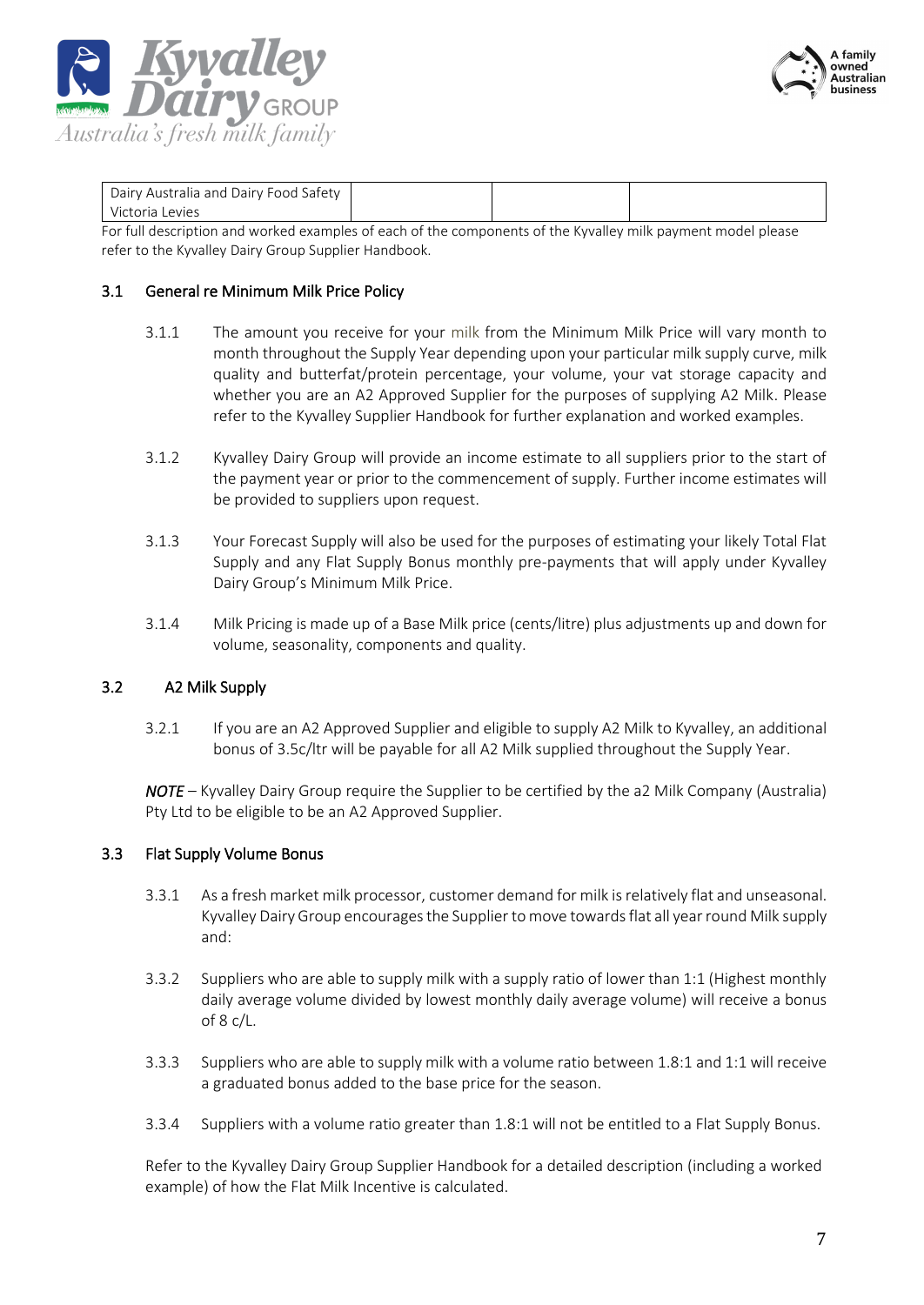| Dairy Australia and Dairy Food Safety Victoria Levies | | | |
|---|---|---|---|

For full description and worked examples of each of the components of the Kyvalley milk payment model please refer to the Kyvalley Dairy Group Supplier Handbook.

### 3.1 General re Minimum Milk Price Policy

3.1.1 The amount you receive for your milk from the Minimum Milk Price will vary month to month throughout the Supply Year depending upon your particular milk supply curve, milk quality and butterfat/protein percentage, your volume, your vat storage capacity and whether you are an A2 Approved Supplier for the purposes of supplying A2 Milk. Please refer to the Kyvalley Supplier Handbook for further explanation and worked examples.

3.1.2 Kyvalley Dairy Group will provide an income estimate to all suppliers prior to the start of the payment year or prior to the commencement of supply. Further income estimates will be provided to suppliers upon request.

3.1.3 Your Forecast Supply will also be used for the purposes of estimating your likely Total Flat Supply and any Flat Supply Bonus monthly pre-payments that will apply under Kyvalley Dairy Group's Minimum Milk Price.

3.1.4 Milk Pricing is made up of a Base Milk price (cents/litre) plus adjustments up and down for volume, seasonality, components and quality.

### 3.2 A2 Milk Supply

3.2.1 If you are an A2 Approved Supplier and eligible to supply A2 Milk to Kyvalley, an additional bonus of 3.5c/ltr will be payable for all A2 Milk supplied throughout the Supply Year.

***NOTE*** – Kyvalley Dairy Group require the Supplier to be certified by the a2 Milk Company (Australia) Pty Ltd to be eligible to be an A2 Approved Supplier.

### 3.3 Flat Supply Volume Bonus

3.3.1 As a fresh market milk processor, customer demand for milk is relatively flat and unseasonal. Kyvalley Dairy Group encourages the Supplier to move towards flat all year round Milk supply and:

3.3.2 Suppliers who are able to supply milk with a supply ratio of lower than 1:1 (Highest monthly daily average volume divided by lowest monthly daily average volume) will receive a bonus of 8 c/L.

3.3.3 Suppliers who are able to supply milk with a volume ratio between 1.8:1 and 1:1 will receive a graduated bonus added to the base price for the season.

3.3.4 Suppliers with a volume ratio greater than 1.8:1 will not be entitled to a Flat Supply Bonus.

Refer to the Kyvalley Dairy Group Supplier Handbook for a detailed description (including a worked example) of how the Flat Milk Incentive is calculated.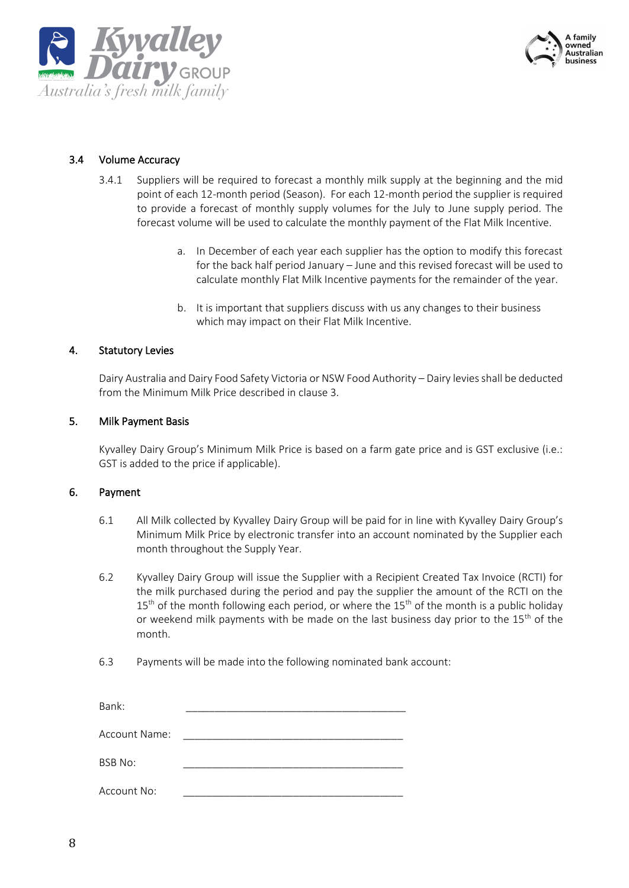### 3.4 Volume Accuracy

3.4.1 Suppliers will be required to forecast a monthly milk supply at the beginning and the mid point of each 12-month period (Season). For each 12-month period the supplier is required to provide a forecast of monthly supply volumes for the July to June supply period. The forecast volume will be used to calculate the monthly payment of the Flat Milk Incentive.

a. In December of each year each supplier has the option to modify this forecast for the back half period January – June and this revised forecast will be used to calculate monthly Flat Milk Incentive payments for the remainder of the year.

b. It is important that suppliers discuss with us any changes to their business which may impact on their Flat Milk Incentive.

## 4. Statutory Levies

Dairy Australia and Dairy Food Safety Victoria or NSW Food Authority – Dairy levies shall be deducted from the Minimum Milk Price described in clause 3.

## 5. Milk Payment Basis

Kyvalley Dairy Group's Minimum Milk Price is based on a farm gate price and is GST exclusive (i.e.: GST is added to the price if applicable).

## 6. Payment

6.1 All Milk collected by Kyvalley Dairy Group will be paid for in line with Kyvalley Dairy Group's Minimum Milk Price by electronic transfer into an account nominated by the Supplier each month throughout the Supply Year.

6.2 Kyvalley Dairy Group will issue the Supplier with a Recipient Created Tax Invoice (RCTI) for the milk purchased during the period and pay the supplier the amount of the RCTI on the 15th of the month following each period, or where the 15th of the month is a public holiday or weekend milk payments with be made on the last business day prior to the 15th of the month.

6.3 Payments will be made into the following nominated bank account:

Bank: ______________________________________

Account Name: ______________________________________

BSB No: ______________________________________

Account No: ______________________________________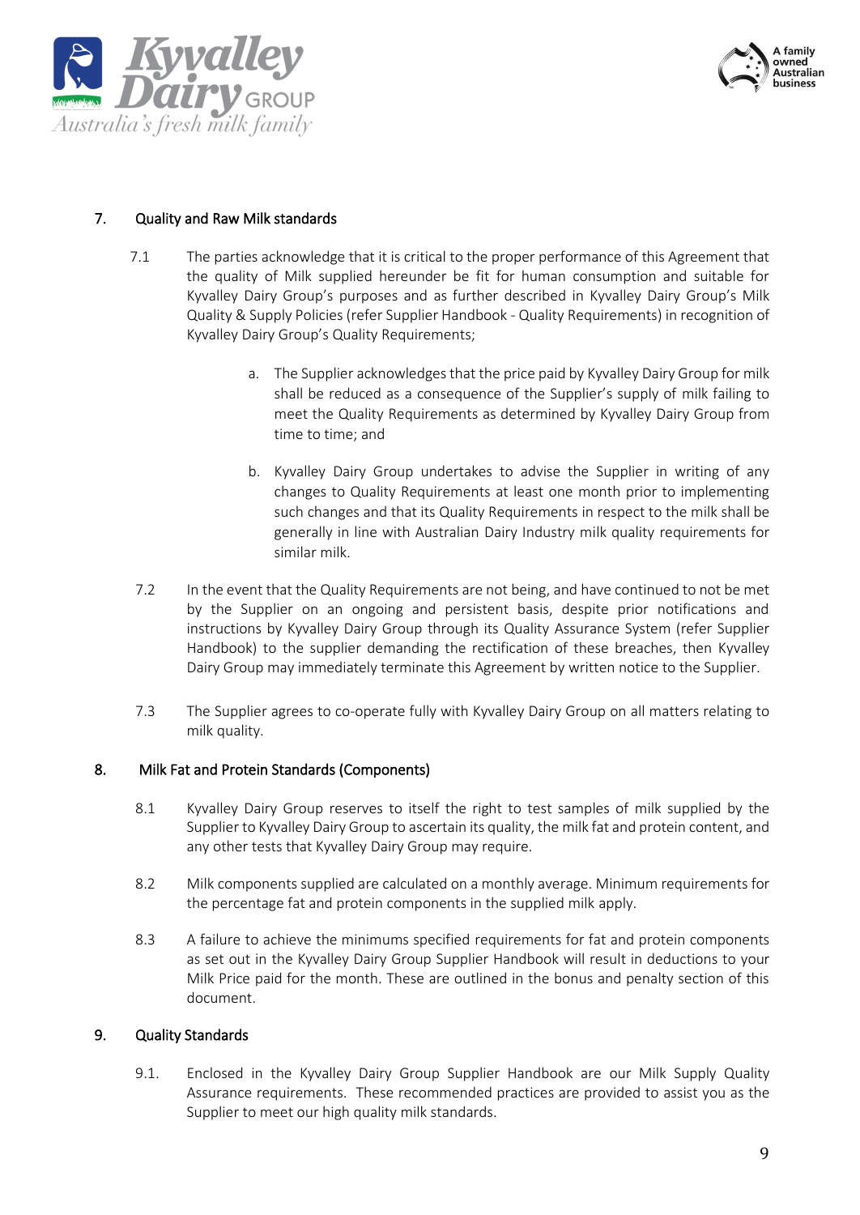## 7. Quality and Raw Milk standards

7.1 The parties acknowledge that it is critical to the proper performance of this Agreement that the quality of Milk supplied hereunder be fit for human consumption and suitable for Kyvalley Dairy Group's purposes and as further described in Kyvalley Dairy Group's Milk Quality & Supply Policies (refer Supplier Handbook - Quality Requirements) in recognition of Kyvalley Dairy Group's Quality Requirements;

a. The Supplier acknowledges that the price paid by Kyvalley Dairy Group for milk shall be reduced as a consequence of the Supplier's supply of milk failing to meet the Quality Requirements as determined by Kyvalley Dairy Group from time to time; and

b. Kyvalley Dairy Group undertakes to advise the Supplier in writing of any changes to Quality Requirements at least one month prior to implementing such changes and that its Quality Requirements in respect to the milk shall be generally in line with Australian Dairy Industry milk quality requirements for similar milk.

7.2 In the event that the Quality Requirements are not being, and have continued to not be met by the Supplier on an ongoing and persistent basis, despite prior notifications and instructions by Kyvalley Dairy Group through its Quality Assurance System (refer Supplier Handbook) to the supplier demanding the rectification of these breaches, then Kyvalley Dairy Group may immediately terminate this Agreement by written notice to the Supplier.

7.3 The Supplier agrees to co-operate fully with Kyvalley Dairy Group on all matters relating to milk quality.

## 8. Milk Fat and Protein Standards (Components)

8.1 Kyvalley Dairy Group reserves to itself the right to test samples of milk supplied by the Supplier to Kyvalley Dairy Group to ascertain its quality, the milk fat and protein content, and any other tests that Kyvalley Dairy Group may require.

8.2 Milk components supplied are calculated on a monthly average. Minimum requirements for the percentage fat and protein components in the supplied milk apply.

8.3 A failure to achieve the minimums specified requirements for fat and protein components as set out in the Kyvalley Dairy Group Supplier Handbook will result in deductions to your Milk Price paid for the month. These are outlined in the bonus and penalty section of this document.

## 9. Quality Standards

9.1. Enclosed in the Kyvalley Dairy Group Supplier Handbook are our Milk Supply Quality Assurance requirements. These recommended practices are provided to assist you as the Supplier to meet our high quality milk standards.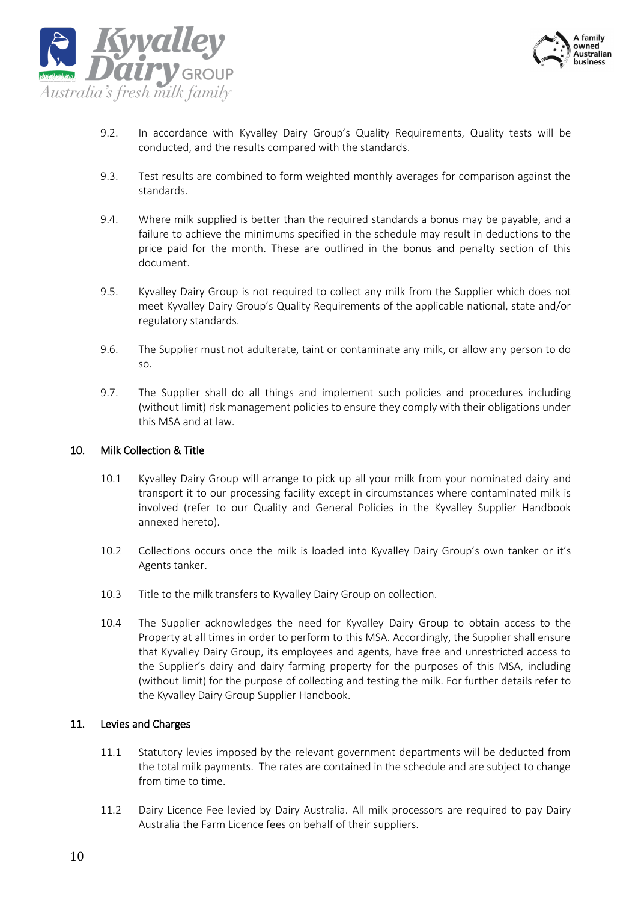9.2. In accordance with Kyvalley Dairy Group's Quality Requirements, Quality tests will be conducted, and the results compared with the standards.

9.3. Test results are combined to form weighted monthly averages for comparison against the standards.

9.4. Where milk supplied is better than the required standards a bonus may be payable, and a failure to achieve the minimums specified in the schedule may result in deductions to the price paid for the month. These are outlined in the bonus and penalty section of this document.

9.5. Kyvalley Dairy Group is not required to collect any milk from the Supplier which does not meet Kyvalley Dairy Group's Quality Requirements of the applicable national, state and/or regulatory standards.

9.6. The Supplier must not adulterate, taint or contaminate any milk, or allow any person to do so.

9.7. The Supplier shall do all things and implement such policies and procedures including (without limit) risk management policies to ensure they comply with their obligations under this MSA and at law.

## 10. Milk Collection & Title

10.1 Kyvalley Dairy Group will arrange to pick up all your milk from your nominated dairy and transport it to our processing facility except in circumstances where contaminated milk is involved (refer to our Quality and General Policies in the Kyvalley Supplier Handbook annexed hereto).

10.2 Collections occurs once the milk is loaded into Kyvalley Dairy Group's own tanker or it's Agents tanker.

10.3 Title to the milk transfers to Kyvalley Dairy Group on collection.

10.4 The Supplier acknowledges the need for Kyvalley Dairy Group to obtain access to the Property at all times in order to perform to this MSA. Accordingly, the Supplier shall ensure that Kyvalley Dairy Group, its employees and agents, have free and unrestricted access to the Supplier's dairy and dairy farming property for the purposes of this MSA, including (without limit) for the purpose of collecting and testing the milk. For further details refer to the Kyvalley Dairy Group Supplier Handbook.

## 11. Levies and Charges

11.1 Statutory levies imposed by the relevant government departments will be deducted from the total milk payments. The rates are contained in the schedule and are subject to change from time to time.

11.2 Dairy Licence Fee levied by Dairy Australia. All milk processors are required to pay Dairy Australia the Farm Licence fees on behalf of their suppliers.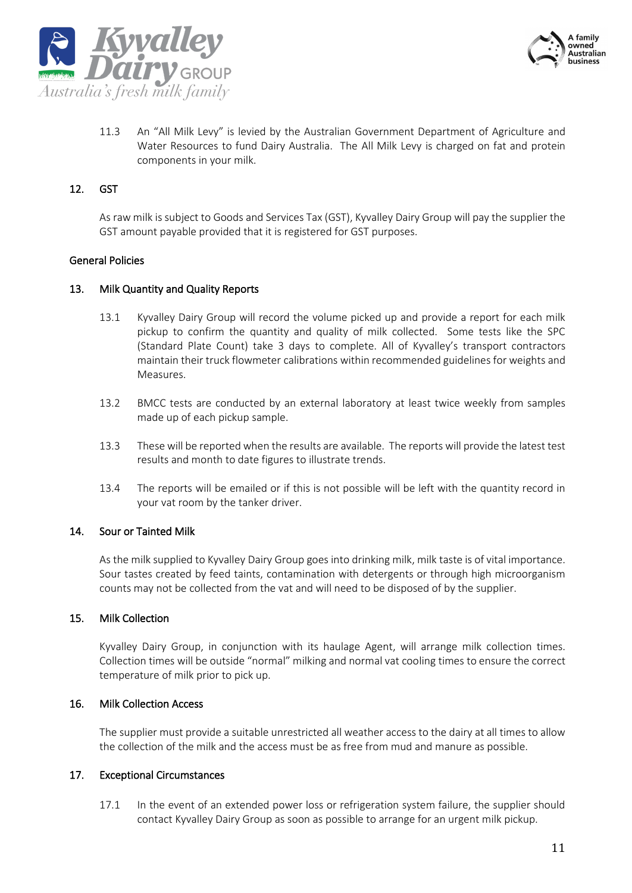11.3 An "All Milk Levy" is levied by the Australian Government Department of Agriculture and Water Resources to fund Dairy Australia. The All Milk Levy is charged on fat and protein components in your milk.

## 12. GST

As raw milk is subject to Goods and Services Tax (GST), Kyvalley Dairy Group will pay the supplier the GST amount payable provided that it is registered for GST purposes.

## General Policies

## 13. Milk Quantity and Quality Reports

13.1 Kyvalley Dairy Group will record the volume picked up and provide a report for each milk pickup to confirm the quantity and quality of milk collected. Some tests like the SPC (Standard Plate Count) take 3 days to complete. All of Kyvalley's transport contractors maintain their truck flowmeter calibrations within recommended guidelines for weights and Measures.

13.2 BMCC tests are conducted by an external laboratory at least twice weekly from samples made up of each pickup sample.

13.3 These will be reported when the results are available. The reports will provide the latest test results and month to date figures to illustrate trends.

13.4 The reports will be emailed or if this is not possible will be left with the quantity record in your vat room by the tanker driver.

## 14. Sour or Tainted Milk

As the milk supplied to Kyvalley Dairy Group goes into drinking milk, milk taste is of vital importance. Sour tastes created by feed taints, contamination with detergents or through high microorganism counts may not be collected from the vat and will need to be disposed of by the supplier.

## 15. Milk Collection

Kyvalley Dairy Group, in conjunction with its haulage Agent, will arrange milk collection times. Collection times will be outside "normal" milking and normal vat cooling times to ensure the correct temperature of milk prior to pick up.

## 16. Milk Collection Access

The supplier must provide a suitable unrestricted all weather access to the dairy at all times to allow the collection of the milk and the access must be as free from mud and manure as possible.

## 17. Exceptional Circumstances

17.1 In the event of an extended power loss or refrigeration system failure, the supplier should contact Kyvalley Dairy Group as soon as possible to arrange for an urgent milk pickup.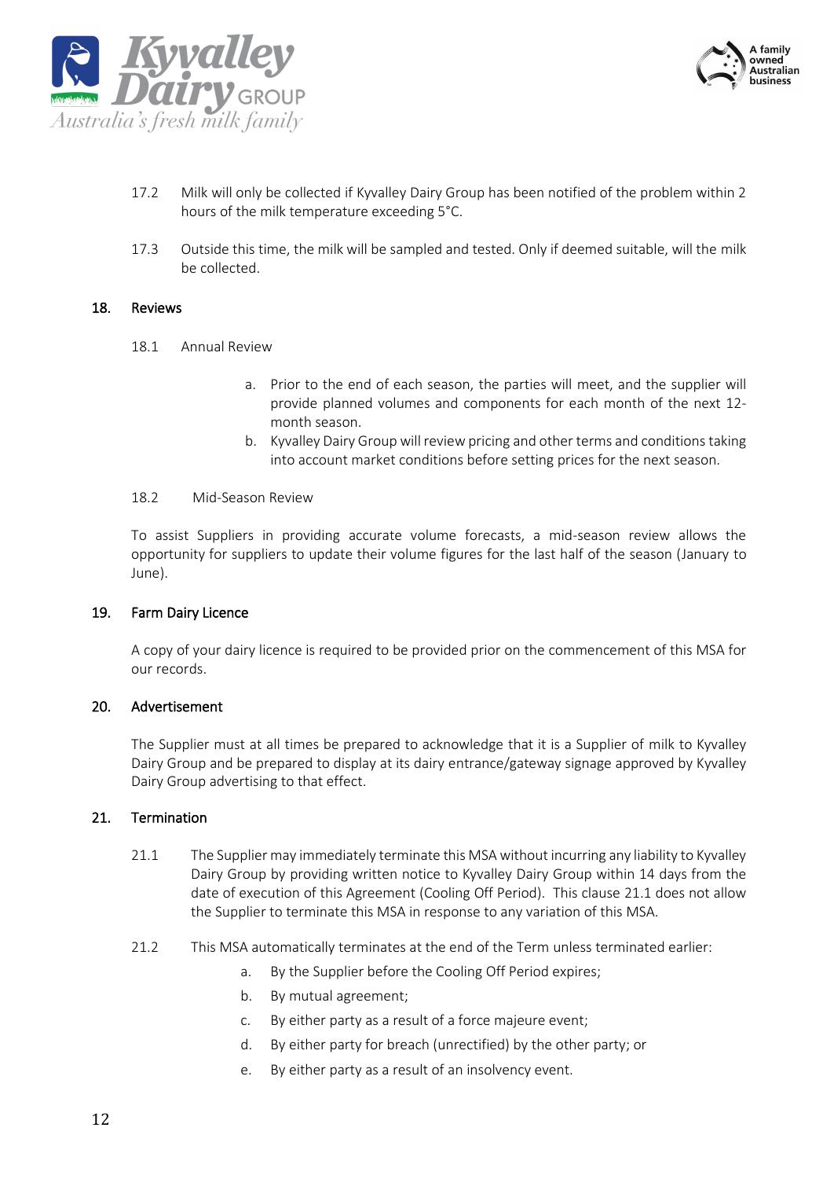17.2 Milk will only be collected if Kyvalley Dairy Group has been notified of the problem within 2 hours of the milk temperature exceeding 5°C.

17.3 Outside this time, the milk will be sampled and tested. Only if deemed suitable, will the milk be collected.

## 18. Reviews

18.1 Annual Review

a. Prior to the end of each season, the parties will meet, and the supplier will provide planned volumes and components for each month of the next 12-month season.

b. Kyvalley Dairy Group will review pricing and other terms and conditions taking into account market conditions before setting prices for the next season.

18.2 Mid-Season Review

To assist Suppliers in providing accurate volume forecasts, a mid-season review allows the opportunity for suppliers to update their volume figures for the last half of the season (January to June).

## 19. Farm Dairy Licence

A copy of your dairy licence is required to be provided prior on the commencement of this MSA for our records.

## 20. Advertisement

The Supplier must at all times be prepared to acknowledge that it is a Supplier of milk to Kyvalley Dairy Group and be prepared to display at its dairy entrance/gateway signage approved by Kyvalley Dairy Group advertising to that effect.

## 21. Termination

21.1 The Supplier may immediately terminate this MSA without incurring any liability to Kyvalley Dairy Group by providing written notice to Kyvalley Dairy Group within 14 days from the date of execution of this Agreement (Cooling Off Period). This clause 21.1 does not allow the Supplier to terminate this MSA in response to any variation of this MSA.

21.2 This MSA automatically terminates at the end of the Term unless terminated earlier:

a. By the Supplier before the Cooling Off Period expires;

b. By mutual agreement;

c. By either party as a result of a force majeure event;

d. By either party for breach (unrectified) by the other party; or

e. By either party as a result of an insolvency event.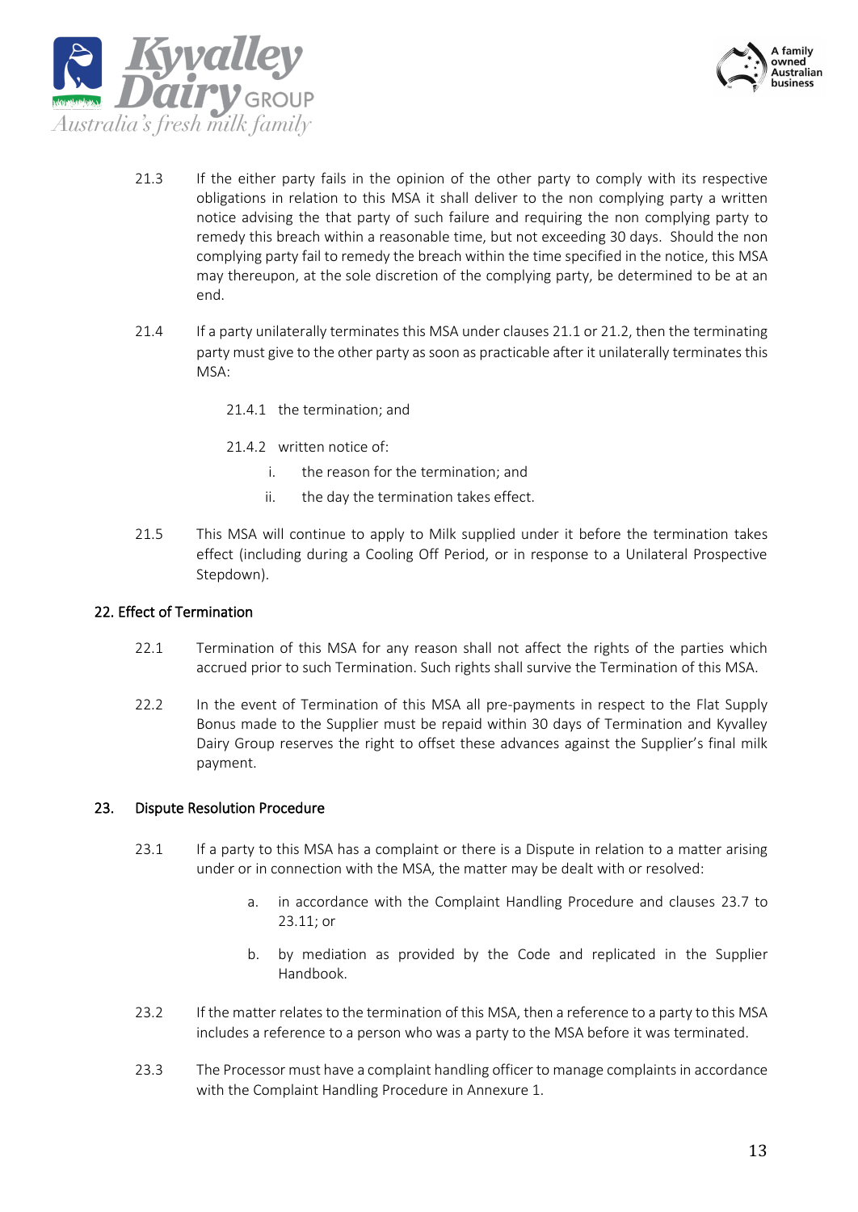21.3 If the either party fails in the opinion of the other party to comply with its respective obligations in relation to this MSA it shall deliver to the non complying party a written notice advising the that party of such failure and requiring the non complying party to remedy this breach within a reasonable time, but not exceeding 30 days. Should the non complying party fail to remedy the breach within the time specified in the notice, this MSA may thereupon, at the sole discretion of the complying party, be determined to be at an end.

21.4 If a party unilaterally terminates this MSA under clauses 21.1 or 21.2, then the terminating party must give to the other party as soon as practicable after it unilaterally terminates this MSA:

- 21.4.1 the termination; and
- 21.4.2 written notice of:
  - i. the reason for the termination; and
  - ii. the day the termination takes effect.

21.5 This MSA will continue to apply to Milk supplied under it before the termination takes effect (including during a Cooling Off Period, or in response to a Unilateral Prospective Stepdown).

## 22. Effect of Termination

22.1 Termination of this MSA for any reason shall not affect the rights of the parties which accrued prior to such Termination. Such rights shall survive the Termination of this MSA.

22.2 In the event of Termination of this MSA all pre-payments in respect to the Flat Supply Bonus made to the Supplier must be repaid within 30 days of Termination and Kyvalley Dairy Group reserves the right to offset these advances against the Supplier's final milk payment.

## 23. Dispute Resolution Procedure

23.1 If a party to this MSA has a complaint or there is a Dispute in relation to a matter arising under or in connection with the MSA, the matter may be dealt with or resolved:

- a. in accordance with the Complaint Handling Procedure and clauses 23.7 to 23.11; or
- b. by mediation as provided by the Code and replicated in the Supplier Handbook.

23.2 If the matter relates to the termination of this MSA, then a reference to a party to this MSA includes a reference to a person who was a party to the MSA before it was terminated.

23.3 The Processor must have a complaint handling officer to manage complaints in accordance with the Complaint Handling Procedure in Annexure 1.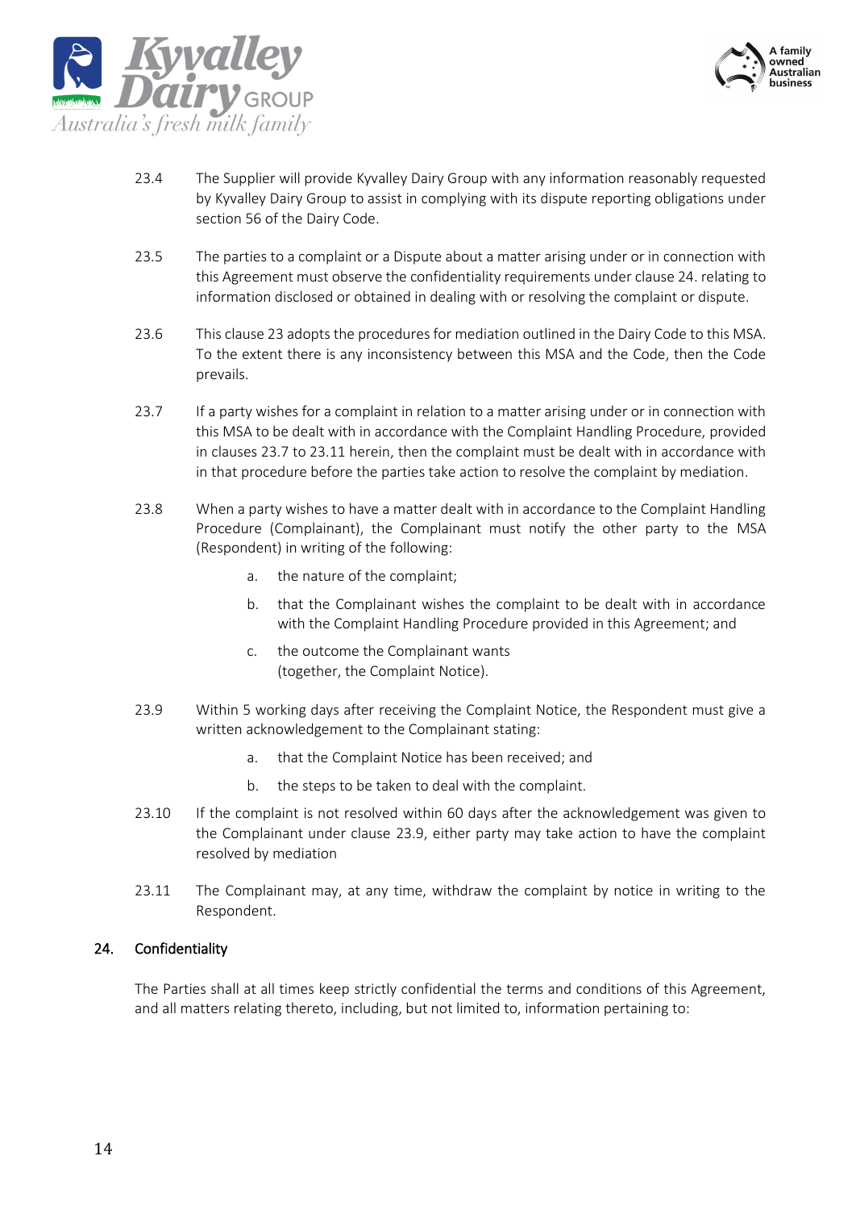23.4 The Supplier will provide Kyvalley Dairy Group with any information reasonably requested by Kyvalley Dairy Group to assist in complying with its dispute reporting obligations under section 56 of the Dairy Code.

23.5 The parties to a complaint or a Dispute about a matter arising under or in connection with this Agreement must observe the confidentiality requirements under clause 24. relating to information disclosed or obtained in dealing with or resolving the complaint or dispute.

23.6 This clause 23 adopts the procedures for mediation outlined in the Dairy Code to this MSA. To the extent there is any inconsistency between this MSA and the Code, then the Code prevails.

23.7 If a party wishes for a complaint in relation to a matter arising under or in connection with this MSA to be dealt with in accordance with the Complaint Handling Procedure, provided in clauses 23.7 to 23.11 herein, then the complaint must be dealt with in accordance with in that procedure before the parties take action to resolve the complaint by mediation.

23.8 When a party wishes to have a matter dealt with in accordance to the Complaint Handling Procedure (Complainant), the Complainant must notify the other party to the MSA (Respondent) in writing of the following:

a. the nature of the complaint;

b. that the Complainant wishes the complaint to be dealt with in accordance with the Complaint Handling Procedure provided in this Agreement; and

c. the outcome the Complainant wants
(together, the Complaint Notice).

23.9 Within 5 working days after receiving the Complaint Notice, the Respondent must give a written acknowledgement to the Complainant stating:

a. that the Complaint Notice has been received; and

b. the steps to be taken to deal with the complaint.

23.10 If the complaint is not resolved within 60 days after the acknowledgement was given to the Complainant under clause 23.9, either party may take action to have the complaint resolved by mediation

23.11 The Complainant may, at any time, withdraw the complaint by notice in writing to the Respondent.

## 24. Confidentiality

The Parties shall at all times keep strictly confidential the terms and conditions of this Agreement, and all matters relating thereto, including, but not limited to, information pertaining to: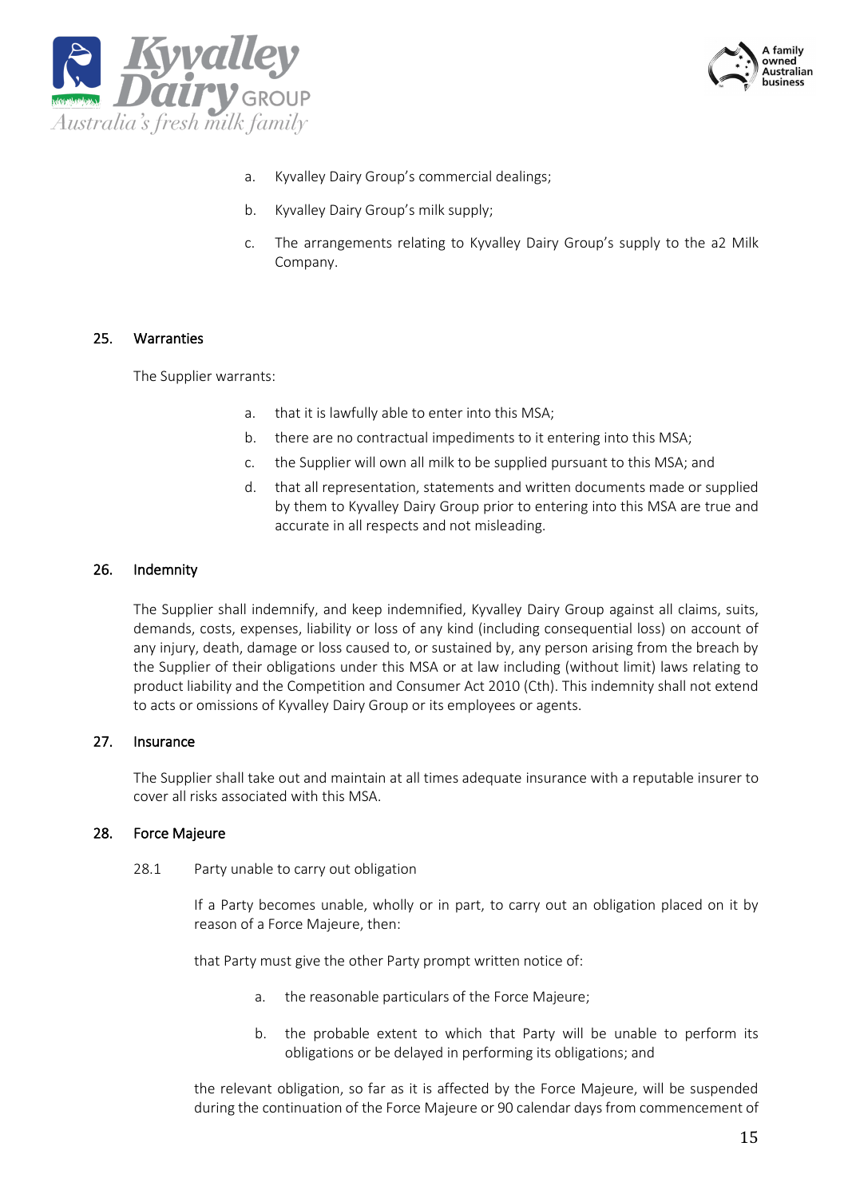a. Kyvalley Dairy Group's commercial dealings;

b. Kyvalley Dairy Group's milk supply;

c. The arrangements relating to Kyvalley Dairy Group's supply to the a2 Milk Company.

## 25. Warranties

The Supplier warrants:

a. that it is lawfully able to enter into this MSA;

b. there are no contractual impediments to it entering into this MSA;

c. the Supplier will own all milk to be supplied pursuant to this MSA; and

d. that all representation, statements and written documents made or supplied by them to Kyvalley Dairy Group prior to entering into this MSA are true and accurate in all respects and not misleading.

## 26. Indemnity

The Supplier shall indemnify, and keep indemnified, Kyvalley Dairy Group against all claims, suits, demands, costs, expenses, liability or loss of any kind (including consequential loss) on account of any injury, death, damage or loss caused to, or sustained by, any person arising from the breach by the Supplier of their obligations under this MSA or at law including (without limit) laws relating to product liability and the Competition and Consumer Act 2010 (Cth). This indemnity shall not extend to acts or omissions of Kyvalley Dairy Group or its employees or agents.

## 27. Insurance

The Supplier shall take out and maintain at all times adequate insurance with a reputable insurer to cover all risks associated with this MSA.

## 28. Force Majeure

28.1 Party unable to carry out obligation

If a Party becomes unable, wholly or in part, to carry out an obligation placed on it by reason of a Force Majeure, then:

that Party must give the other Party prompt written notice of:

a. the reasonable particulars of the Force Majeure;

b. the probable extent to which that Party will be unable to perform its obligations or be delayed in performing its obligations; and

the relevant obligation, so far as it is affected by the Force Majeure, will be suspended during the continuation of the Force Majeure or 90 calendar days from commencement of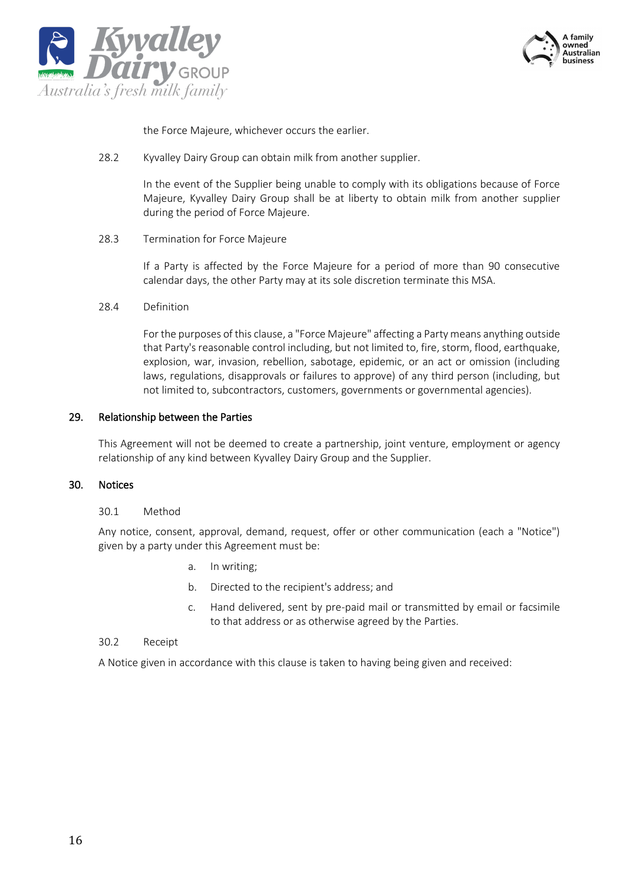the Force Majeure, whichever occurs the earlier.

28.2 Kyvalley Dairy Group can obtain milk from another supplier.

In the event of the Supplier being unable to comply with its obligations because of Force Majeure, Kyvalley Dairy Group shall be at liberty to obtain milk from another supplier during the period of Force Majeure.

28.3 Termination for Force Majeure

If a Party is affected by the Force Majeure for a period of more than 90 consecutive calendar days, the other Party may at its sole discretion terminate this MSA.

28.4 Definition

For the purposes of this clause, a "Force Majeure" affecting a Party means anything outside that Party's reasonable control including, but not limited to, fire, storm, flood, earthquake, explosion, war, invasion, rebellion, sabotage, epidemic, or an act or omission (including laws, regulations, disapprovals or failures to approve) of any third person (including, but not limited to, subcontractors, customers, governments or governmental agencies).

## 29. Relationship between the Parties

This Agreement will not be deemed to create a partnership, joint venture, employment or agency relationship of any kind between Kyvalley Dairy Group and the Supplier.

## 30. Notices

30.1 Method

Any notice, consent, approval, demand, request, offer or other communication (each a "Notice") given by a party under this Agreement must be:

a. In writing;

b. Directed to the recipient's address; and

c. Hand delivered, sent by pre-paid mail or transmitted by email or facsimile to that address or as otherwise agreed by the Parties.

30.2 Receipt

A Notice given in accordance with this clause is taken to having being given and received: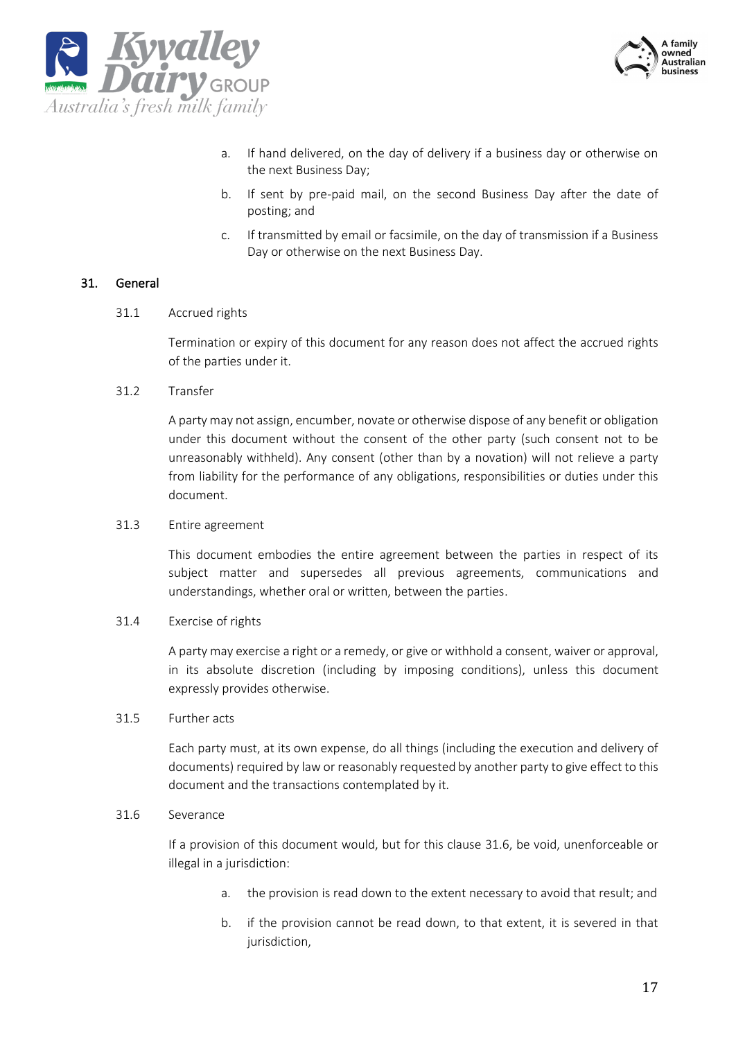a. If hand delivered, on the day of delivery if a business day or otherwise on the next Business Day;

b. If sent by pre-paid mail, on the second Business Day after the date of posting; and

c. If transmitted by email or facsimile, on the day of transmission if a Business Day or otherwise on the next Business Day.

## 31. General

31.1 Accrued rights

Termination or expiry of this document for any reason does not affect the accrued rights of the parties under it.

31.2 Transfer

A party may not assign, encumber, novate or otherwise dispose of any benefit or obligation under this document without the consent of the other party (such consent not to be unreasonably withheld). Any consent (other than by a novation) will not relieve a party from liability for the performance of any obligations, responsibilities or duties under this document.

31.3 Entire agreement

This document embodies the entire agreement between the parties in respect of its subject matter and supersedes all previous agreements, communications and understandings, whether oral or written, between the parties.

31.4 Exercise of rights

A party may exercise a right or a remedy, or give or withhold a consent, waiver or approval, in its absolute discretion (including by imposing conditions), unless this document expressly provides otherwise.

31.5 Further acts

Each party must, at its own expense, do all things (including the execution and delivery of documents) required by law or reasonably requested by another party to give effect to this document and the transactions contemplated by it.

31.6 Severance

If a provision of this document would, but for this clause 31.6, be void, unenforceable or illegal in a jurisdiction:

a. the provision is read down to the extent necessary to avoid that result; and

b. if the provision cannot be read down, to that extent, it is severed in that jurisdiction,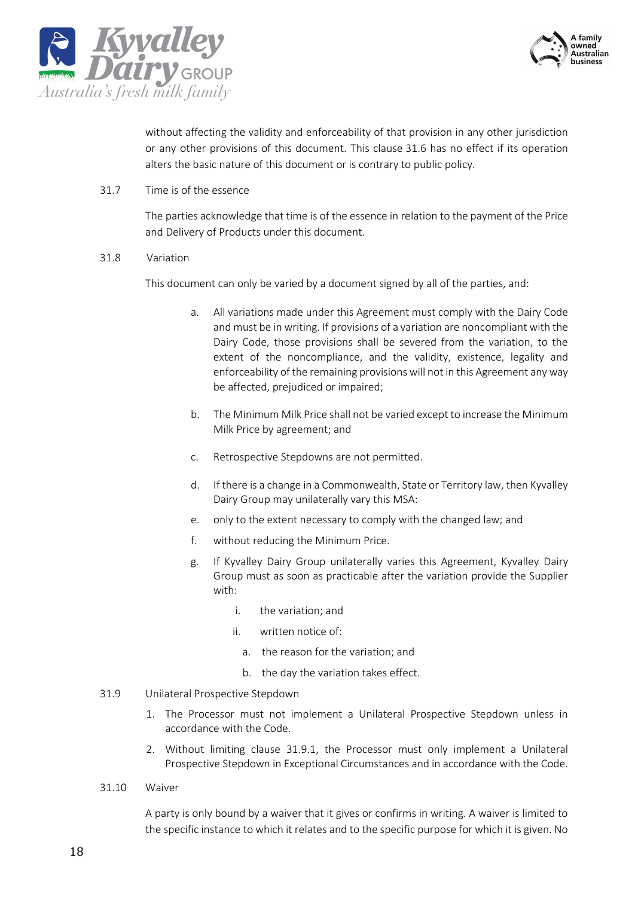without affecting the validity and enforceability of that provision in any other jurisdiction or any other provisions of this document. This clause 31.6 has no effect if its operation alters the basic nature of this document or is contrary to public policy.

31.7 Time is of the essence

The parties acknowledge that time is of the essence in relation to the payment of the Price and Delivery of Products under this document.

31.8 Variation

This document can only be varied by a document signed by all of the parties, and:

a. All variations made under this Agreement must comply with the Dairy Code and must be in writing. If provisions of a variation are noncompliant with the Dairy Code, those provisions shall be severed from the variation, to the extent of the noncompliance, and the validity, existence, legality and enforceability of the remaining provisions will not in this Agreement any way be affected, prejudiced or impaired;

b. The Minimum Milk Price shall not be varied except to increase the Minimum Milk Price by agreement; and

c. Retrospective Stepdowns are not permitted.

d. If there is a change in a Commonwealth, State or Territory law, then Kyvalley Dairy Group may unilaterally vary this MSA:

e. only to the extent necessary to comply with the changed law; and

f. without reducing the Minimum Price.

g. If Kyvalley Dairy Group unilaterally varies this Agreement, Kyvalley Dairy Group must as soon as practicable after the variation provide the Supplier with:

   i. the variation; and

   ii. written notice of:

      a. the reason for the variation; and

      b. the day the variation takes effect.

31.9 Unilateral Prospective Stepdown

1. The Processor must not implement a Unilateral Prospective Stepdown unless in accordance with the Code.
2. Without limiting clause 31.9.1, the Processor must only implement a Unilateral Prospective Stepdown in Exceptional Circumstances and in accordance with the Code.

31.10 Waiver

A party is only bound by a waiver that it gives or confirms in writing. A waiver is limited to the specific instance to which it relates and to the specific purpose for which it is given. No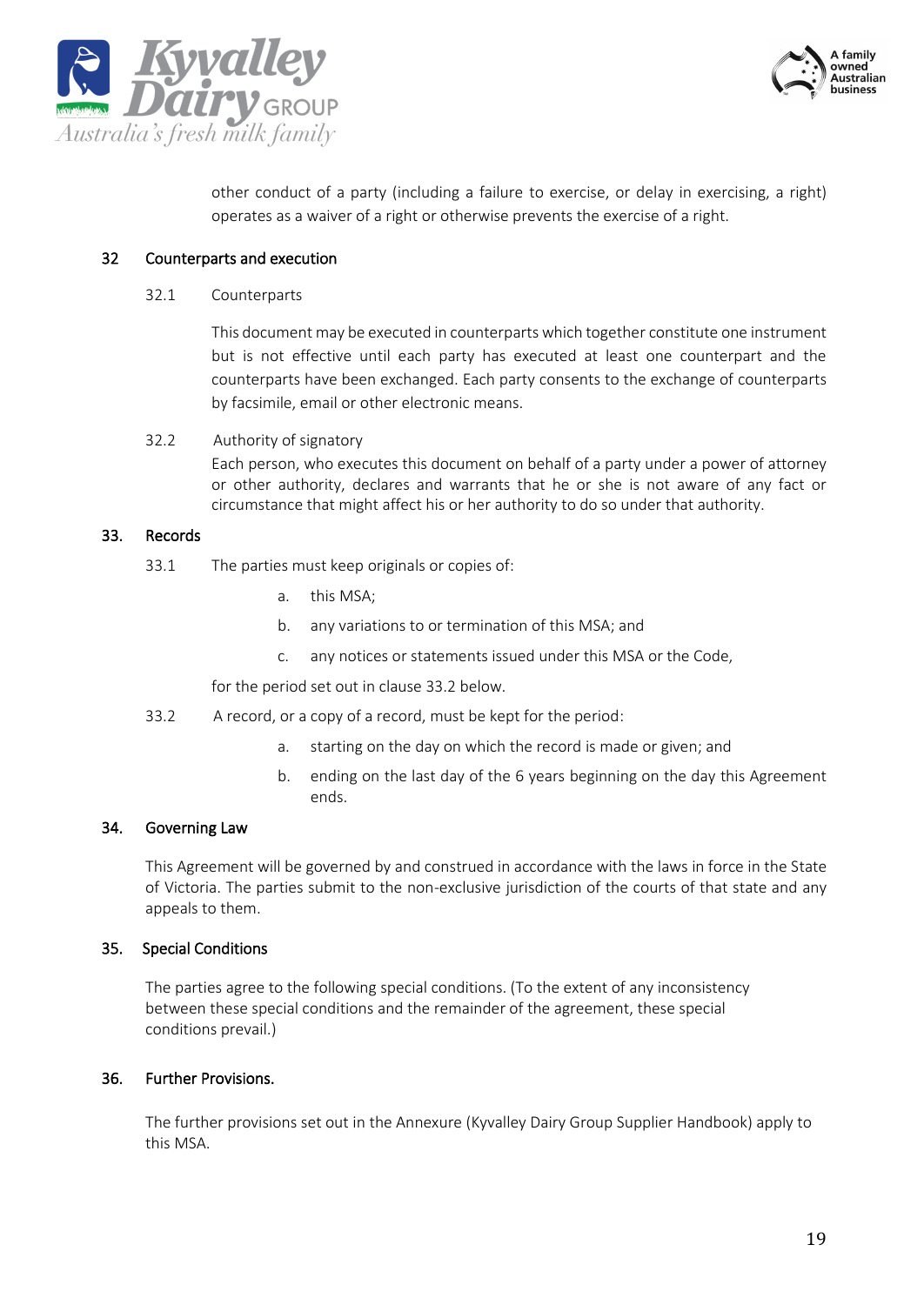other conduct of a party (including a failure to exercise, or delay in exercising, a right) operates as a waiver of a right or otherwise prevents the exercise of a right.

### 32 Counterparts and execution

32.1 Counterparts

This document may be executed in counterparts which together constitute one instrument but is not effective until each party has executed at least one counterpart and the counterparts have been exchanged. Each party consents to the exchange of counterparts by facsimile, email or other electronic means.

32.2 Authority of signatory

Each person, who executes this document on behalf of a party under a power of attorney or other authority, declares and warrants that he or she is not aware of any fact or circumstance that might affect his or her authority to do so under that authority.

### 33. Records

33.1 The parties must keep originals or copies of:

a. this MSA;

b. any variations to or termination of this MSA; and

c. any notices or statements issued under this MSA or the Code,

for the period set out in clause 33.2 below.

33.2 A record, or a copy of a record, must be kept for the period:

a. starting on the day on which the record is made or given; and

b. ending on the last day of the 6 years beginning on the day this Agreement ends.

### 34. Governing Law

This Agreement will be governed by and construed in accordance with the laws in force in the State of Victoria. The parties submit to the non-exclusive jurisdiction of the courts of that state and any appeals to them.

### 35. Special Conditions

The parties agree to the following special conditions. (To the extent of any inconsistency between these special conditions and the remainder of the agreement, these special conditions prevail.)

### 36. Further Provisions.

The further provisions set out in the Annexure (Kyvalley Dairy Group Supplier Handbook) apply to this MSA.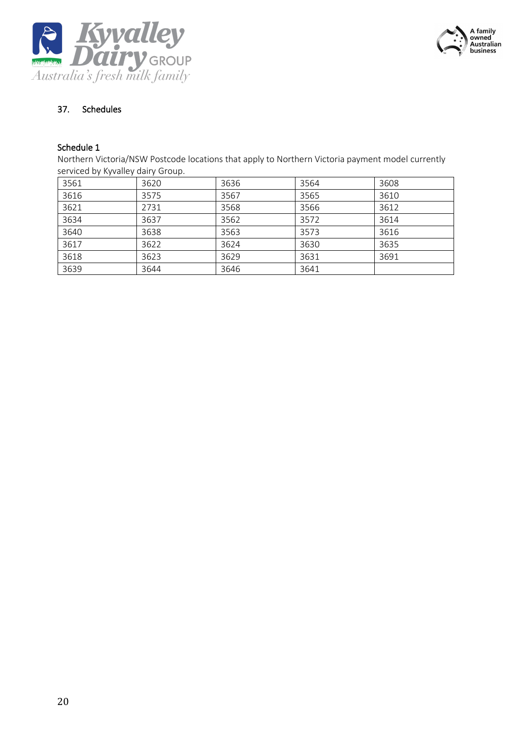## 37. Schedules

### Schedule 1

Northern Victoria/NSW Postcode locations that apply to Northern Victoria payment model currently serviced by Kyvalley dairy Group.

| 3561 | 3620 | 3636 | 3564 | 3608 |
|---|---|---|---|---|
| 3616 | 3575 | 3567 | 3565 | 3610 |
| 3621 | 2731 | 3568 | 3566 | 3612 |
| 3634 | 3637 | 3562 | 3572 | 3614 |
| 3640 | 3638 | 3563 | 3573 | 3616 |
| 3617 | 3622 | 3624 | 3630 | 3635 |
| 3618 | 3623 | 3629 | 3631 | 3691 |
| 3639 | 3644 | 3646 | 3641 | |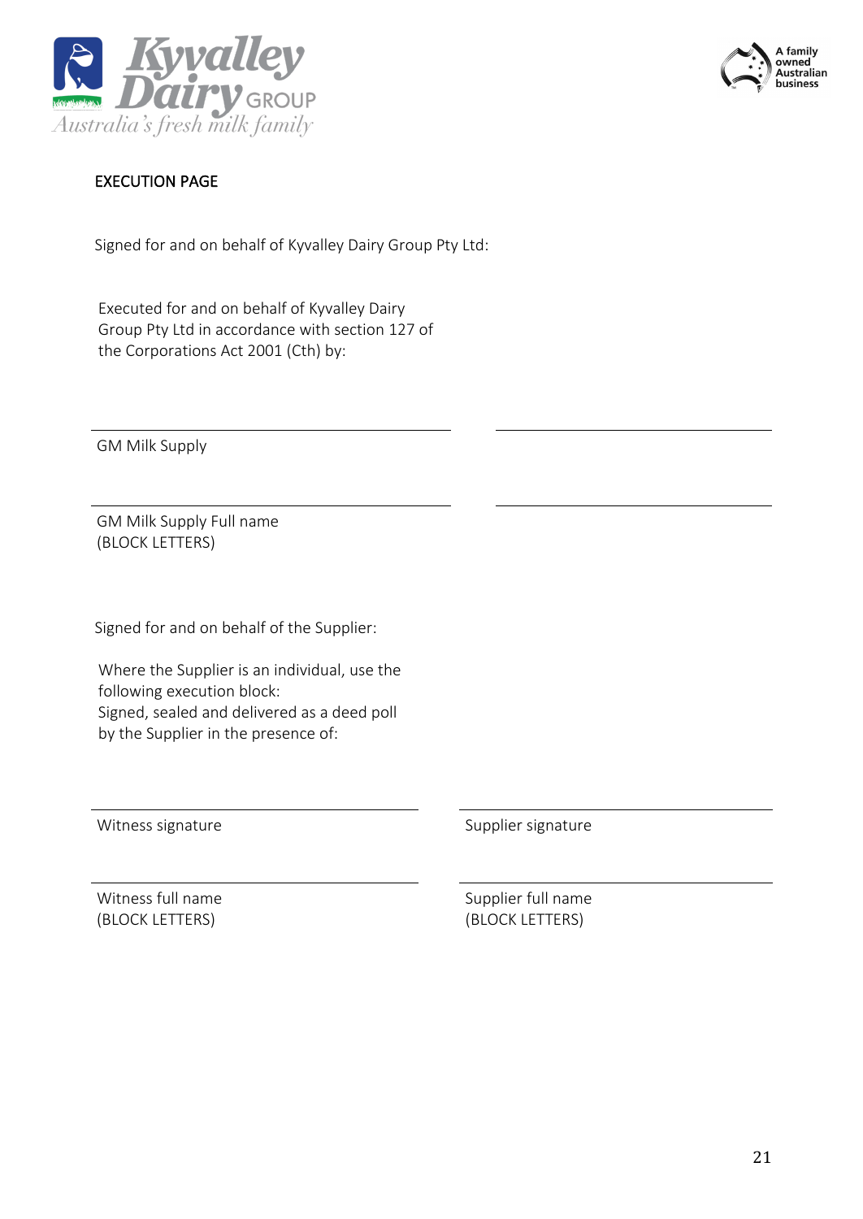EXECUTION PAGE

Signed for and on behalf of Kyvalley Dairy Group Pty Ltd:

Executed for and on behalf of Kyvalley Dairy Group Pty Ltd in accordance with section 127 of the Corporations Act 2001 (Cth) by:

| | |
|---|---|
| GM Milk Supply | |
| GM Milk Supply Full name (BLOCK LETTERS) | |

Signed for and on behalf of the Supplier:

Where the Supplier is an individual, use the following execution block:
Signed, sealed and delivered as a deed poll by the Supplier in the presence of:

| | |
|---|---|
| Witness signature | Supplier signature |
| Witness full name (BLOCK LETTERS) | Supplier full name (BLOCK LETTERS) |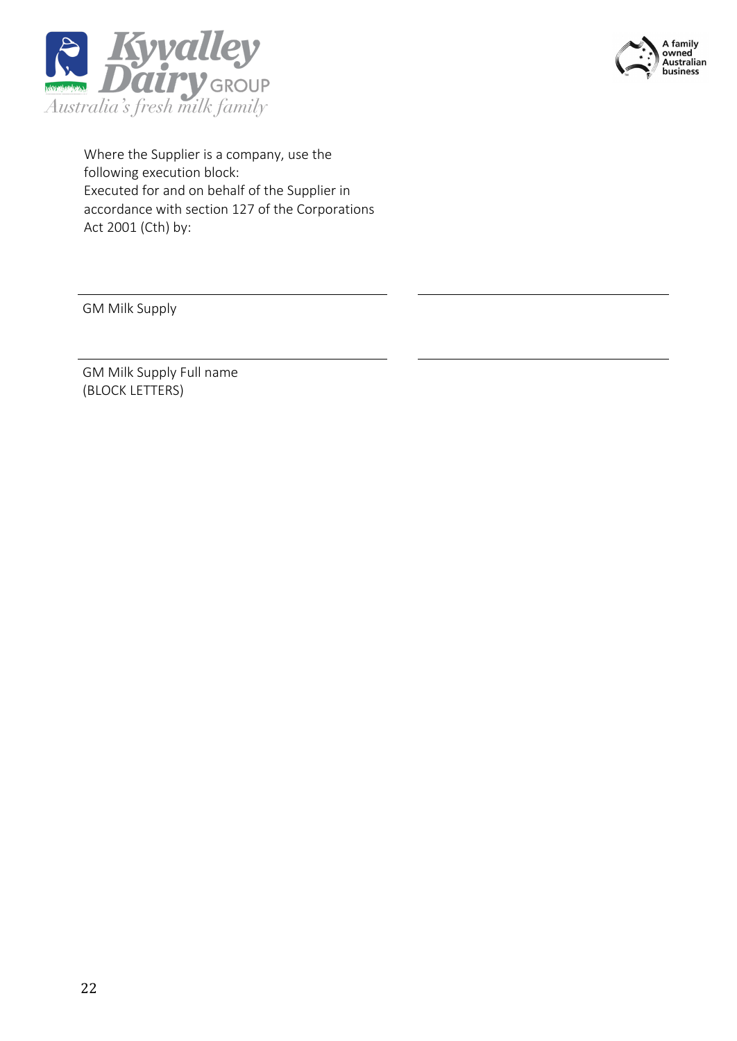Where the Supplier is a company, use the following execution block:
Executed for and on behalf of the Supplier in accordance with section 127 of the Corporations Act 2001 (Cth) by:

| | |
|---|---|
| \_\_\_\_\_\_\_\_\_\_\_\_\_\_\_\_\_\_\_\_\_\_\_\_\_\_\_\_\_\_ | \_\_\_\_\_\_\_\_\_\_\_\_\_\_\_\_\_\_\_\_\_\_\_\_\_\_\_\_\_\_ |
| GM Milk Supply | |
| \_\_\_\_\_\_\_\_\_\_\_\_\_\_\_\_\_\_\_\_\_\_\_\_\_\_\_\_\_\_ | \_\_\_\_\_\_\_\_\_\_\_\_\_\_\_\_\_\_\_\_\_\_\_\_\_\_\_\_\_\_ |
| GM Milk Supply Full name (BLOCK LETTERS) | |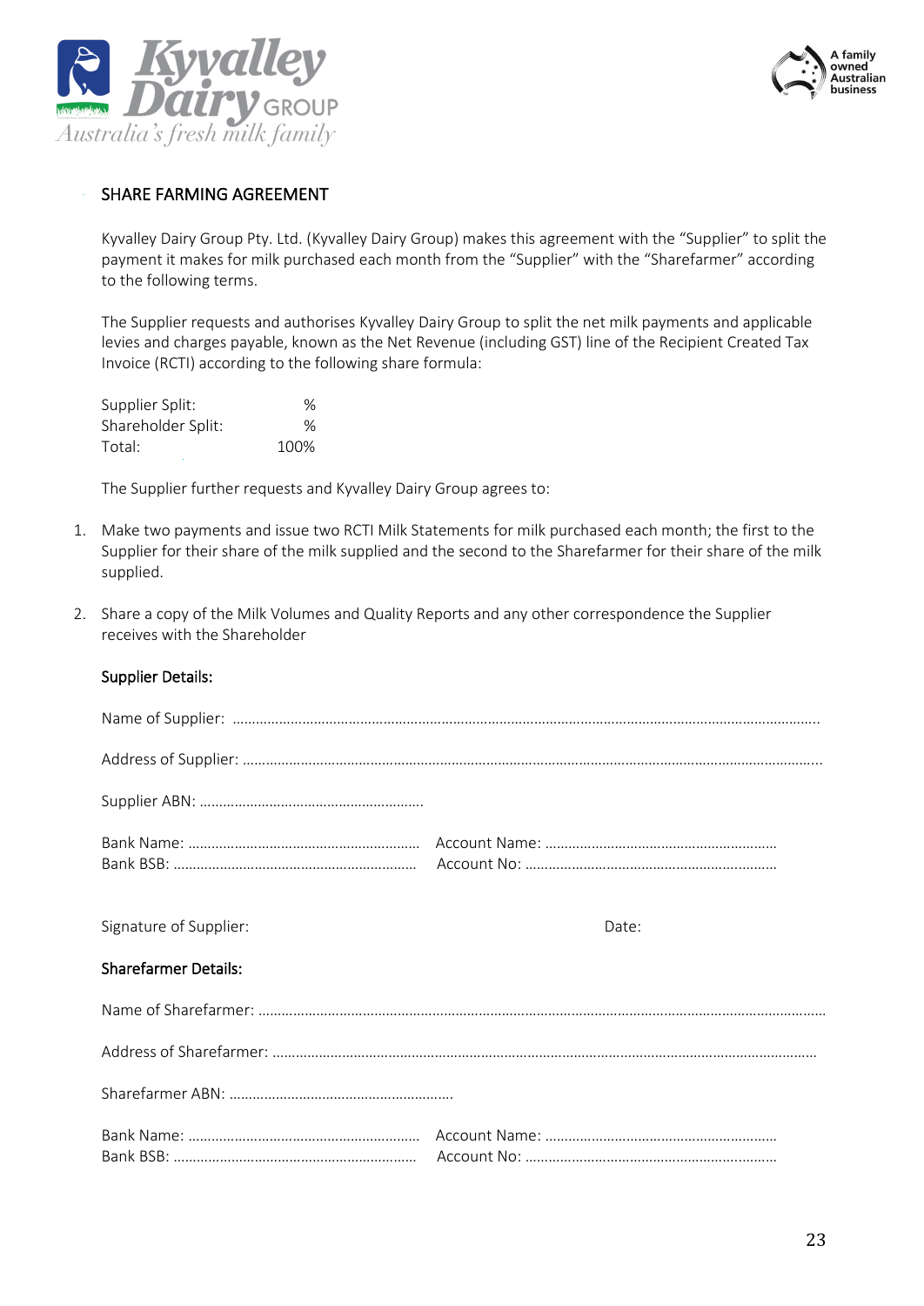## SHARE FARMING AGREEMENT

Kyvalley Dairy Group Pty. Ltd. (Kyvalley Dairy Group) makes this agreement with the "Supplier" to split the payment it makes for milk purchased each month from the "Supplier" with the "Sharefarmer" according to the following terms.

The Supplier requests and authorises Kyvalley Dairy Group to split the net milk payments and applicable levies and charges payable, known as the Net Revenue (including GST) line of the Recipient Created Tax Invoice (RCTI) according to the following share formula:

| | |
|---|---|
| Supplier Split: | % |
| Shareholder Split: | % |
| Total: | 100% |

The Supplier further requests and Kyvalley Dairy Group agrees to:

1. Make two payments and issue two RCTI Milk Statements for milk purchased each month; the first to the Supplier for their share of the milk supplied and the second to the Sharefarmer for their share of the milk supplied.
2. Share a copy of the Milk Volumes and Quality Reports and any other correspondence the Supplier receives with the Shareholder

**Supplier Details:**

Name of Supplier: ……………………………………………………………………………………………………………………………

Address of Supplier: …………………………………………………………………………………………………………………………

Supplier ABN: ………………………………………………….

Bank Name: …………………………………………………… Account Name: ……………………………………………………
Bank BSB: ……………………………………………………… Account No: ………………………………………………………

Signature of Supplier: Date:

**Sharefarmer Details:**

Name of Sharefarmer: ………………………………………………………………………………………………………………………

Address of Sharefarmer: ……………………………………………………………………………………………………………………

Sharefarmer ABN: ………………………………………………….

Bank Name: …………………………………………………… Account Name: ……………………………………………………
Bank BSB: ……………………………………………………… Account No: ………………………………………………………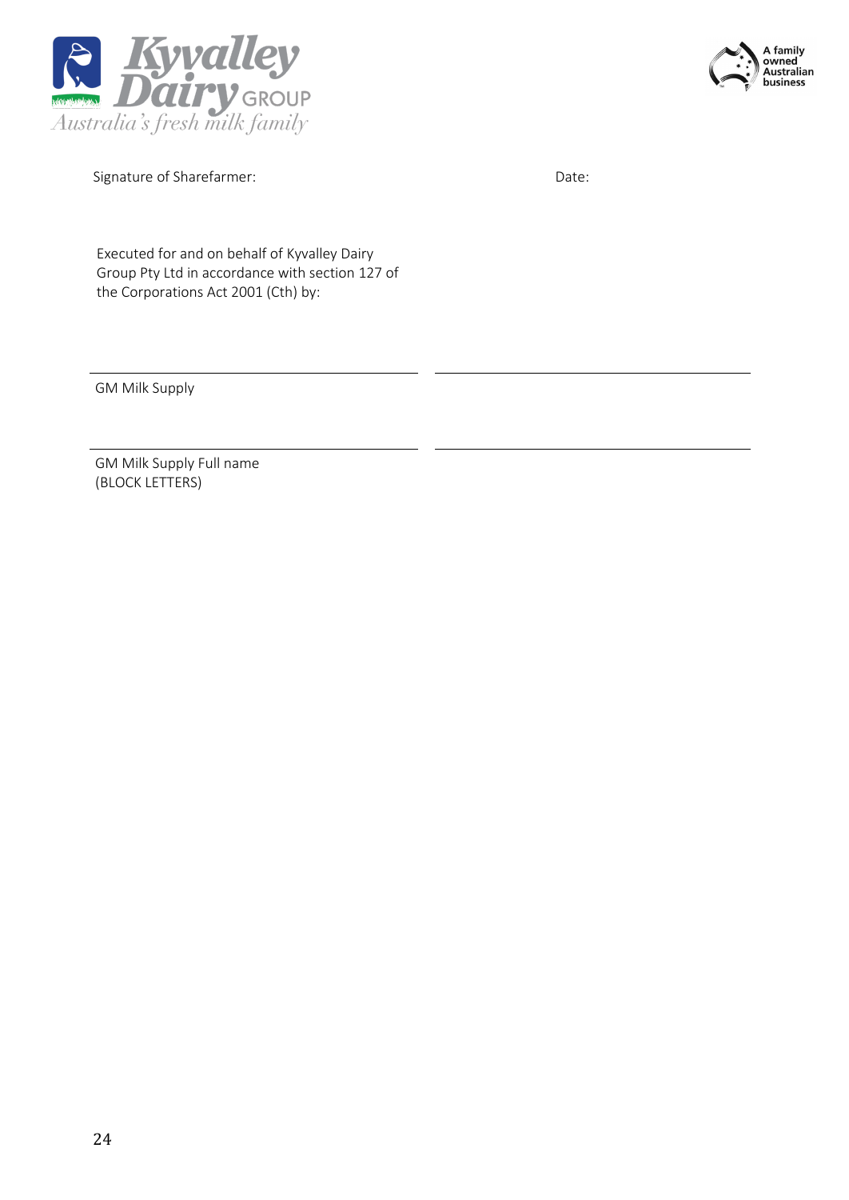Signature of Sharefarmer: Date:

Executed for and on behalf of Kyvalley Dairy Group Pty Ltd in accordance with section 127 of the Corporations Act 2001 (Cth) by:

GM Milk Supply

GM Milk Supply Full name
(BLOCK LETTERS)